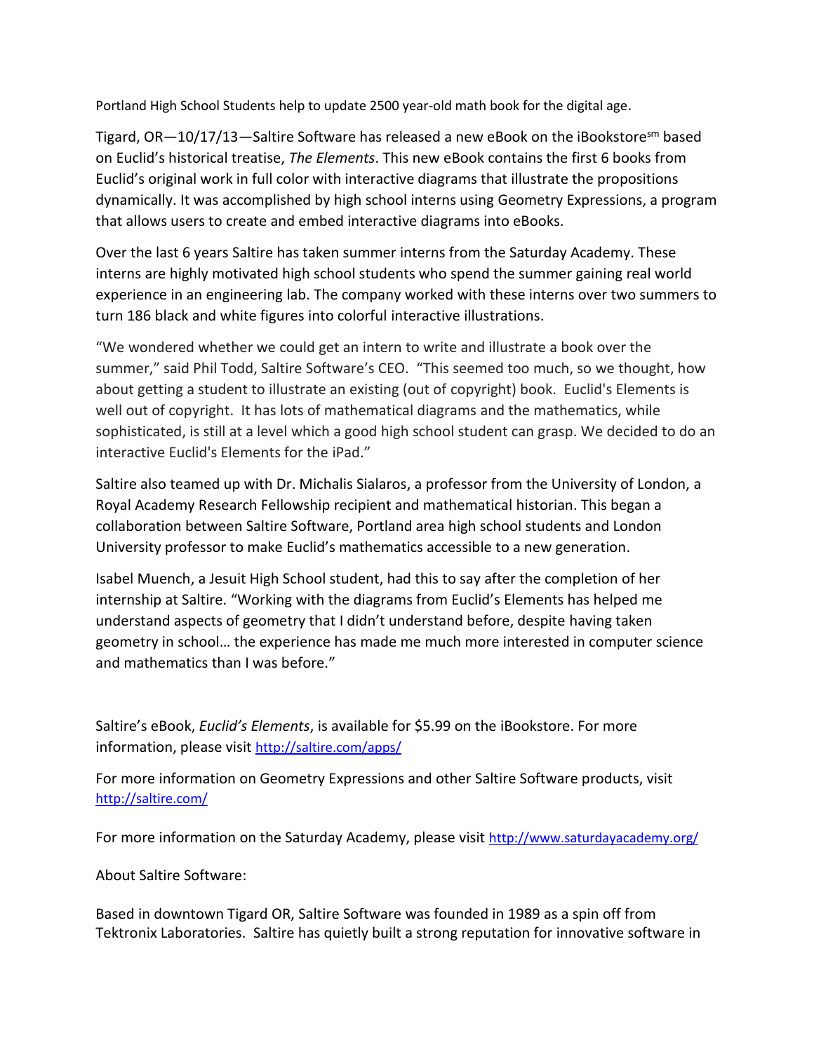Portland High School Students help to update 2500 year-old math book for the digital age.

Tigard, OR—10/17/13—Saltire Software has released a new eBook on the iBookstore[sm] based on Euclid's historical treatise, *The Elements*. This new eBook contains the first 6 books from Euclid's original work in full color with interactive diagrams that illustrate the propositions dynamically. It was accomplished by high school interns using Geometry Expressions, a program that allows users to create and embed interactive diagrams into eBooks.

Over the last 6 years Saltire has taken summer interns from the Saturday Academy. These interns are highly motivated high school students who spend the summer gaining real world experience in an engineering lab. The company worked with these interns over two summers to turn 186 black and white figures into colorful interactive illustrations.

"We wondered whether we could get an intern to write and illustrate a book over the summer," said Phil Todd, Saltire Software's CEO. "This seemed too much, so we thought, how about getting a student to illustrate an existing (out of copyright) book. Euclid's Elements is well out of copyright. It has lots of mathematical diagrams and the mathematics, while sophisticated, is still at a level which a good high school student can grasp. We decided to do an interactive Euclid's Elements for the iPad."

Saltire also teamed up with Dr. Michalis Sialaros, a professor from the University of London, a Royal Academy Research Fellowship recipient and mathematical historian. This began a collaboration between Saltire Software, Portland area high school students and London University professor to make Euclid's mathematics accessible to a new generation.

Isabel Muench, a Jesuit High School student, had this to say after the completion of her internship at Saltire. "Working with the diagrams from Euclid's Elements has helped me understand aspects of geometry that I didn't understand before, despite having taken geometry in school… the experience has made me much more interested in computer science and mathematics than I was before."

Saltire's eBook, *Euclid's Elements*, is available for $5.99 on the iBookstore. For more information, please visit http://saltire.com/apps/

For more information on Geometry Expressions and other Saltire Software products, visit http://saltire.com/

For more information on the Saturday Academy, please visit http://www.saturdayacademy.org/

About Saltire Software:

Based in downtown Tigard OR, Saltire Software was founded in 1989 as a spin off from Tektronix Laboratories. Saltire has quietly built a strong reputation for innovative software in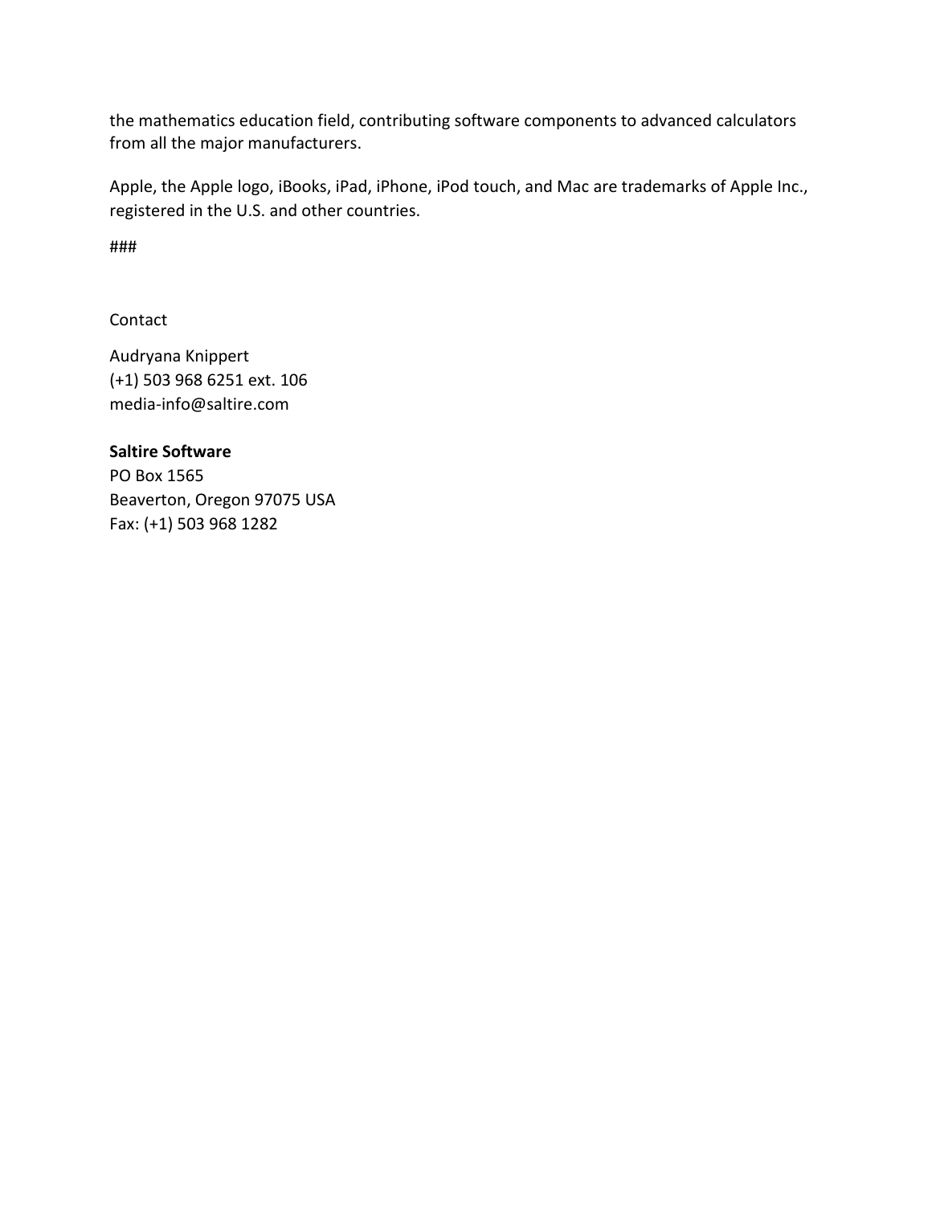the mathematics education field, contributing software components to advanced calculators from all the major manufacturers.

Apple, the Apple logo, iBooks, iPad, iPhone, iPod touch, and Mac are trademarks of Apple Inc., registered in the U.S. and other countries.

###

Contact

Audryana Knippert
(+1) 503 968 6251 ext. 106
media-info@saltire.com

**Saltire Software**
PO Box 1565
Beaverton, Oregon 97075 USA
Fax: (+1) 503 968 1282